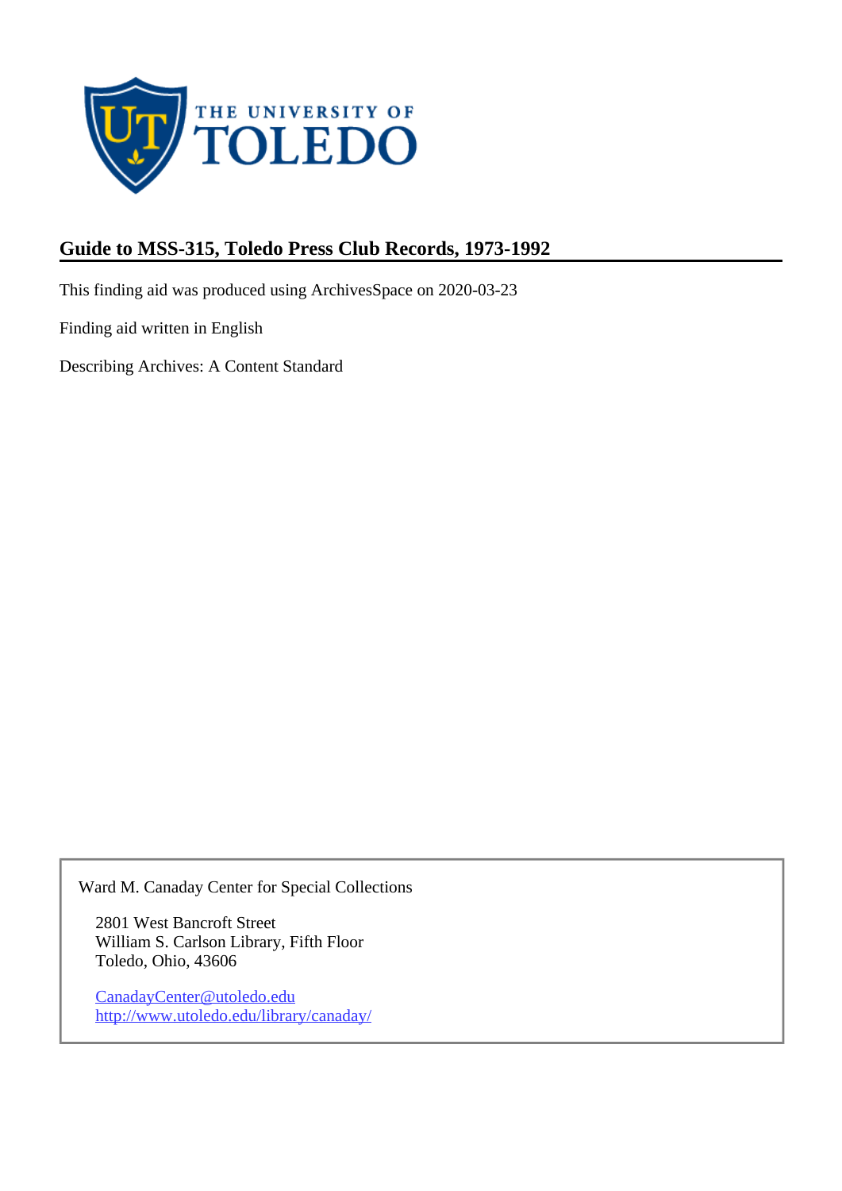THE UNIVERSITY OF TOLEDO

## Guide to MSS-315, Toledo Press Club Records, 1973-1992

This finding aid was produced using ArchivesSpace on 2020-03-23

Finding aid written in English

Describing Archives: A Content Standard

Ward M. Canaday Center for Special Collections

2801 West Bancroft Street
William S. Carlson Library, Fifth Floor
Toledo, Ohio, 43606

CanadayCenter@utoledo.edu
http://www.utoledo.edu/library/canaday/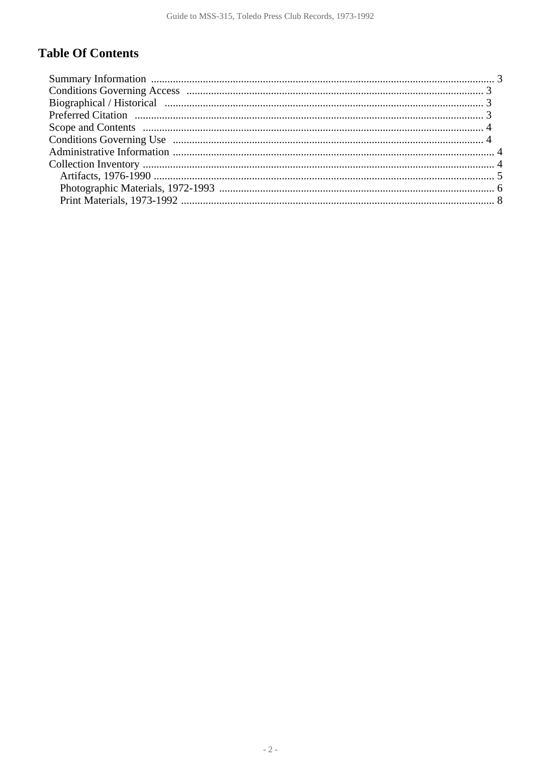## Table Of Contents

- Summary Information ... 3
- Conditions Governing Access ... 3
- Biographical / Historical ... 3
- Preferred Citation ... 3
- Scope and Contents ... 4
- Conditions Governing Use ... 4
- Administrative Information ... 4
- Collection Inventory ... 4
  - Artifacts, 1976-1990 ... 5
  - Photographic Materials, 1972-1993 ... 6
  - Print Materials, 1973-1992 ... 8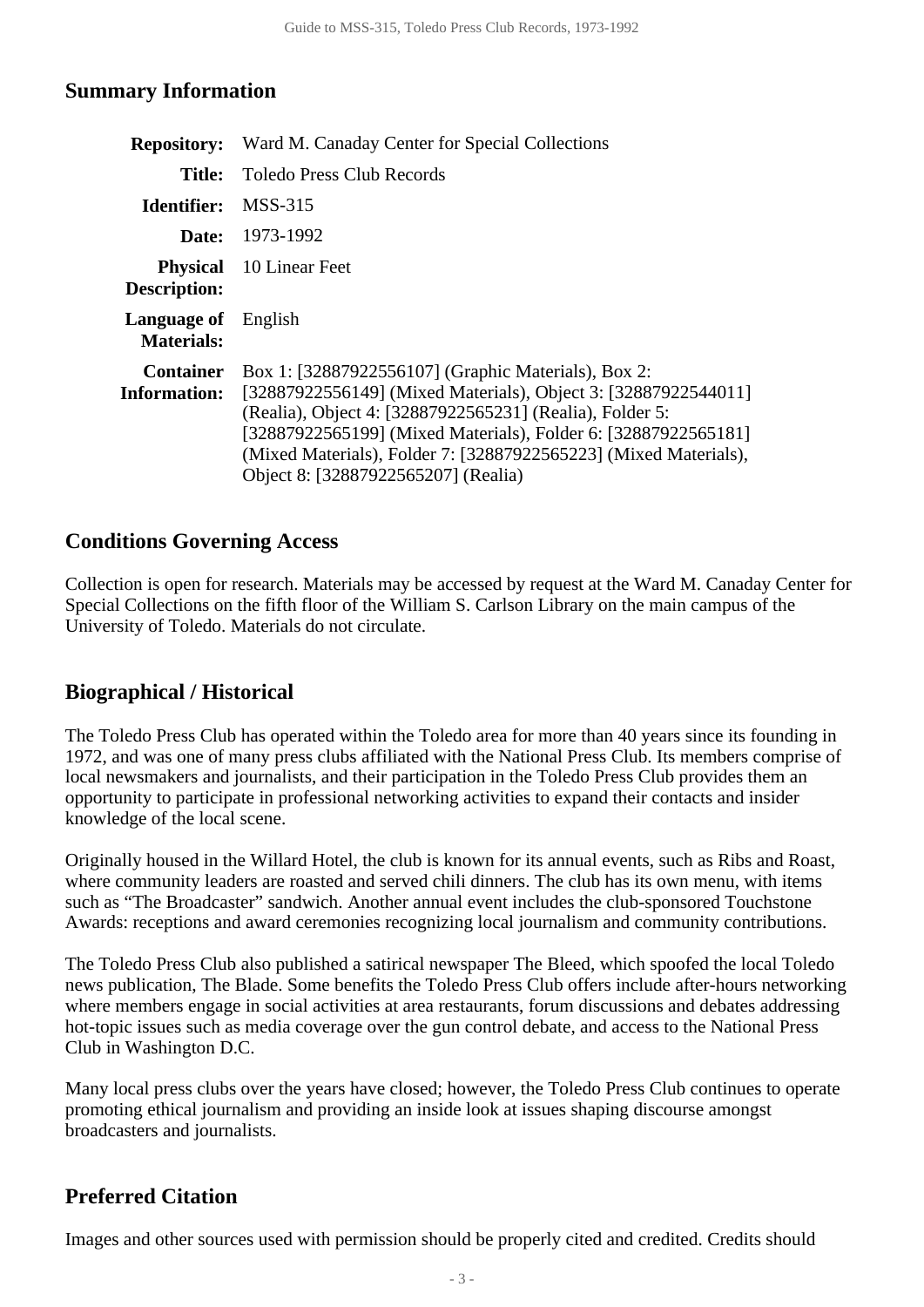## Summary Information

| | |
|---|---|
| **Repository:** | Ward M. Canaday Center for Special Collections |
| **Title:** | Toledo Press Club Records |
| **Identifier:** | MSS-315 |
| **Date:** | 1973-1992 |
| **Physical Description:** | 10 Linear Feet |
| **Language of Materials:** | English |
| **Container Information:** | Box 1: [32887922556107] (Graphic Materials), Box 2: [32887922556149] (Mixed Materials), Object 3: [32887922544011] (Realia), Object 4: [32887922565231] (Realia), Folder 5: [32887922565199] (Mixed Materials), Folder 6: [32887922565181] (Mixed Materials), Folder 7: [32887922565223] (Mixed Materials), Object 8: [32887922565207] (Realia) |

## Conditions Governing Access

Collection is open for research. Materials may be accessed by request at the Ward M. Canaday Center for Special Collections on the fifth floor of the William S. Carlson Library on the main campus of the University of Toledo. Materials do not circulate.

## Biographical / Historical

The Toledo Press Club has operated within the Toledo area for more than 40 years since its founding in 1972, and was one of many press clubs affiliated with the National Press Club. Its members comprise of local newsmakers and journalists, and their participation in the Toledo Press Club provides them an opportunity to participate in professional networking activities to expand their contacts and insider knowledge of the local scene.

Originally housed in the Willard Hotel, the club is known for its annual events, such as Ribs and Roast, where community leaders are roasted and served chili dinners. The club has its own menu, with items such as "The Broadcaster" sandwich. Another annual event includes the club-sponsored Touchstone Awards: receptions and award ceremonies recognizing local journalism and community contributions.

The Toledo Press Club also published a satirical newspaper The Bleed, which spoofed the local Toledo news publication, The Blade. Some benefits the Toledo Press Club offers include after-hours networking where members engage in social activities at area restaurants, forum discussions and debates addressing hot-topic issues such as media coverage over the gun control debate, and access to the National Press Club in Washington D.C.

Many local press clubs over the years have closed; however, the Toledo Press Club continues to operate promoting ethical journalism and providing an inside look at issues shaping discourse amongst broadcasters and journalists.

## Preferred Citation

Images and other sources used with permission should be properly cited and credited. Credits should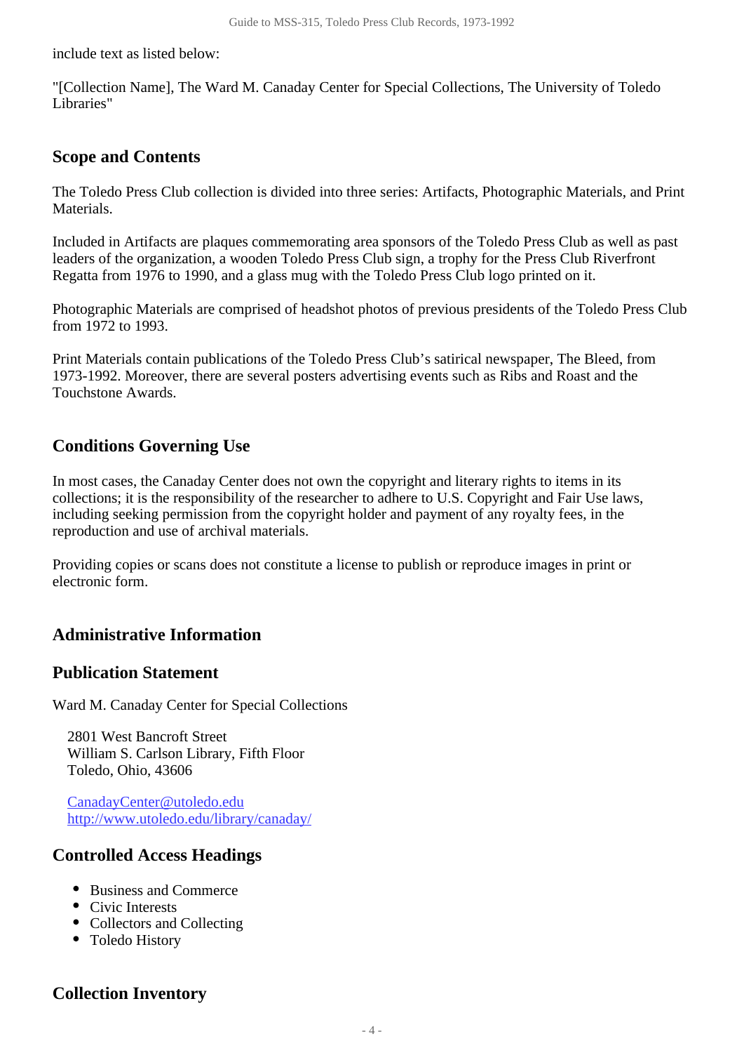include text as listed below:

"[Collection Name], The Ward M. Canaday Center for Special Collections, The University of Toledo Libraries"

## Scope and Contents

The Toledo Press Club collection is divided into three series: Artifacts, Photographic Materials, and Print Materials.

Included in Artifacts are plaques commemorating area sponsors of the Toledo Press Club as well as past leaders of the organization, a wooden Toledo Press Club sign, a trophy for the Press Club Riverfront Regatta from 1976 to 1990, and a glass mug with the Toledo Press Club logo printed on it.

Photographic Materials are comprised of headshot photos of previous presidents of the Toledo Press Club from 1972 to 1993.

Print Materials contain publications of the Toledo Press Club's satirical newspaper, The Bleed, from 1973-1992. Moreover, there are several posters advertising events such as Ribs and Roast and the Touchstone Awards.

## Conditions Governing Use

In most cases, the Canaday Center does not own the copyright and literary rights to items in its collections; it is the responsibility of the researcher to adhere to U.S. Copyright and Fair Use laws, including seeking permission from the copyright holder and payment of any royalty fees, in the reproduction and use of archival materials.

Providing copies or scans does not constitute a license to publish or reproduce images in print or electronic form.

## Administrative Information

### Publication Statement

Ward M. Canaday Center for Special Collections

2801 West Bancroft Street
William S. Carlson Library, Fifth Floor
Toledo, Ohio, 43606

CanadayCenter@utoledo.edu
http://www.utoledo.edu/library/canaday/

### Controlled Access Headings

- Business and Commerce
- Civic Interests
- Collectors and Collecting
- Toledo History

## Collection Inventory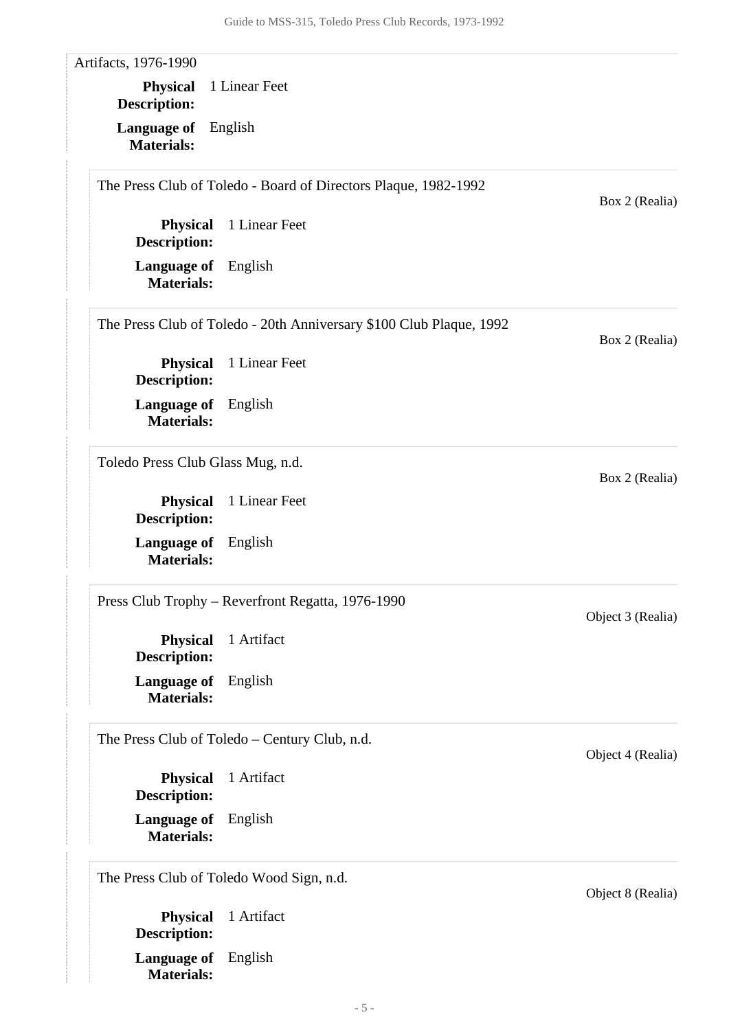Artifacts, 1976-1990

**Physical Description:** 1 Linear Feet

**Language of Materials:** English

The Press Club of Toledo - Board of Directors Plaque, 1982-1992

Box 2 (Realia)

**Physical Description:** 1 Linear Feet

**Language of Materials:** English

The Press Club of Toledo - 20th Anniversary $100 Club Plaque, 1992

Box 2 (Realia)

**Physical Description:** 1 Linear Feet

**Language of Materials:** English

Toledo Press Club Glass Mug, n.d.

Box 2 (Realia)

**Physical Description:** 1 Linear Feet

**Language of Materials:** English

Press Club Trophy – Reverfront Regatta, 1976-1990

Object 3 (Realia)

**Physical Description:** 1 Artifact

**Language of Materials:** English

The Press Club of Toledo – Century Club, n.d.

Object 4 (Realia)

**Physical Description:** 1 Artifact

**Language of Materials:** English

The Press Club of Toledo Wood Sign, n.d.

Object 8 (Realia)

**Physical Description:** 1 Artifact

**Language of Materials:** English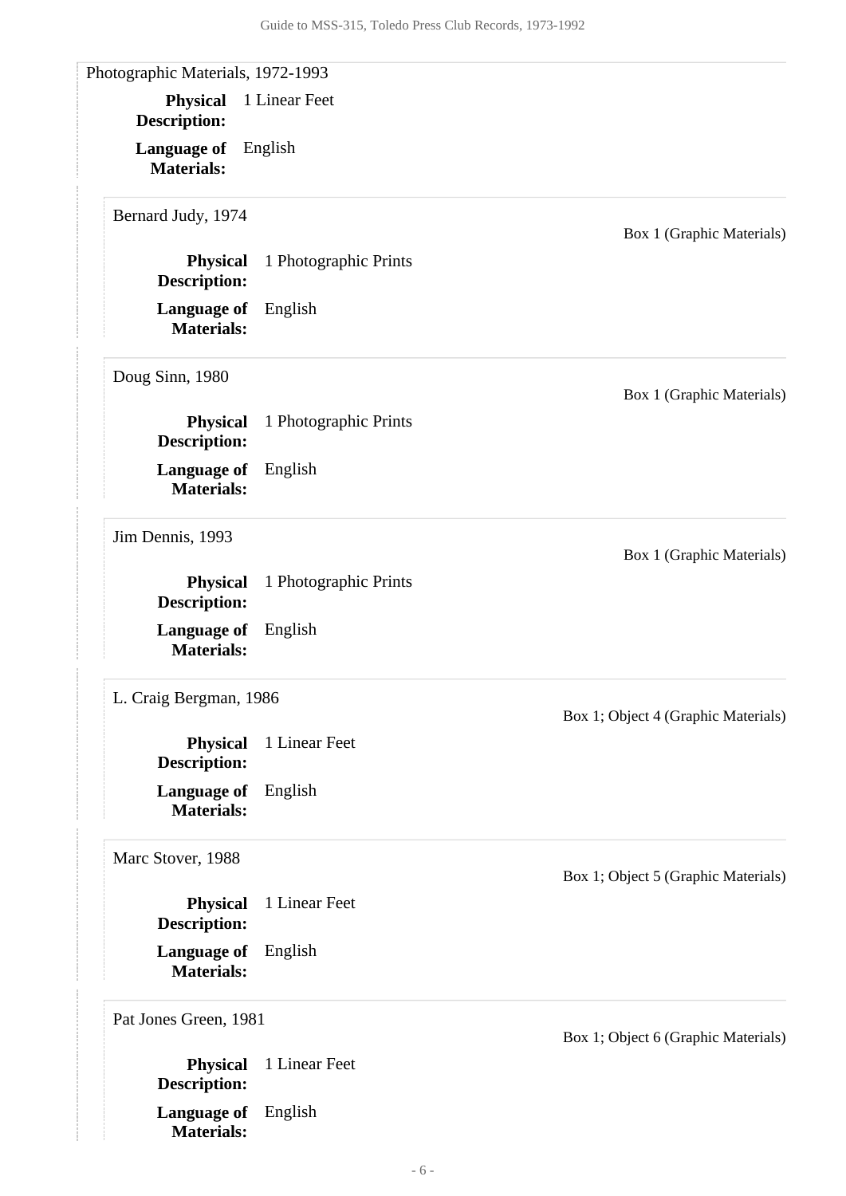Photographic Materials, 1972-1993

**Physical Description:** 1 Linear Feet

**Language of Materials:** English

Bernard Judy, 1974

Box 1 (Graphic Materials)

**Physical Description:** 1 Photographic Prints

**Language of Materials:** English

Doug Sinn, 1980

Box 1 (Graphic Materials)

**Physical Description:** 1 Photographic Prints

**Language of Materials:** English

Jim Dennis, 1993

Box 1 (Graphic Materials)

**Physical Description:** 1 Photographic Prints

**Language of Materials:** English

L. Craig Bergman, 1986

Box 1; Object 4 (Graphic Materials)

**Physical Description:** 1 Linear Feet

**Language of Materials:** English

Marc Stover, 1988

Box 1; Object 5 (Graphic Materials)

**Physical Description:** 1 Linear Feet

**Language of Materials:** English

Pat Jones Green, 1981

Box 1; Object 6 (Graphic Materials)

**Physical Description:** 1 Linear Feet

**Language of Materials:** English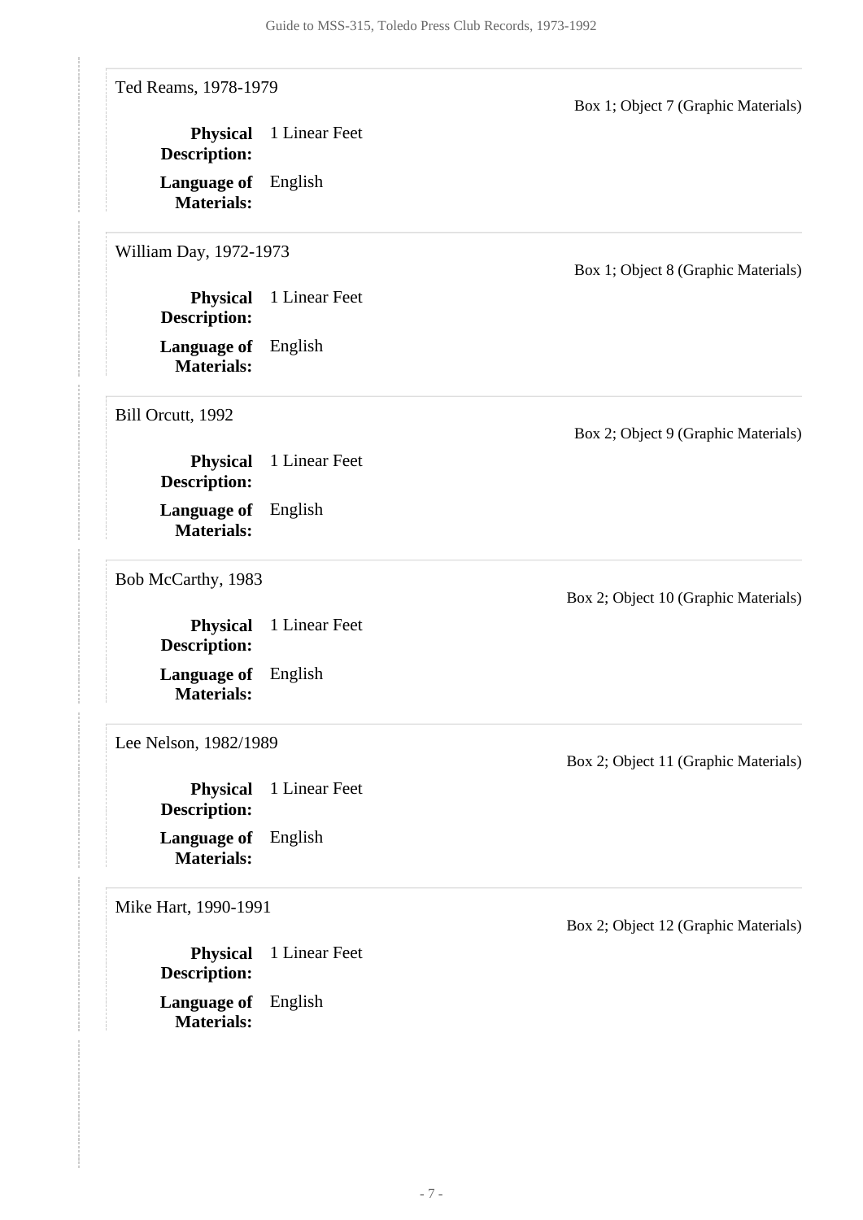Ted Reams, 1978-1979

Box 1; Object 7 (Graphic Materials)

**Physical Description:** 1 Linear Feet

**Language of Materials:** English

William Day, 1972-1973

Box 1; Object 8 (Graphic Materials)

**Physical Description:** 1 Linear Feet

**Language of Materials:** English

Bill Orcutt, 1992

Box 2; Object 9 (Graphic Materials)

**Physical Description:** 1 Linear Feet

**Language of Materials:** English

Bob McCarthy, 1983

Box 2; Object 10 (Graphic Materials)

**Physical Description:** 1 Linear Feet

**Language of Materials:** English

Lee Nelson, 1982/1989

Box 2; Object 11 (Graphic Materials)

**Physical Description:** 1 Linear Feet

**Language of Materials:** English

Mike Hart, 1990-1991

Box 2; Object 12 (Graphic Materials)

**Physical Description:** 1 Linear Feet

**Language of Materials:** English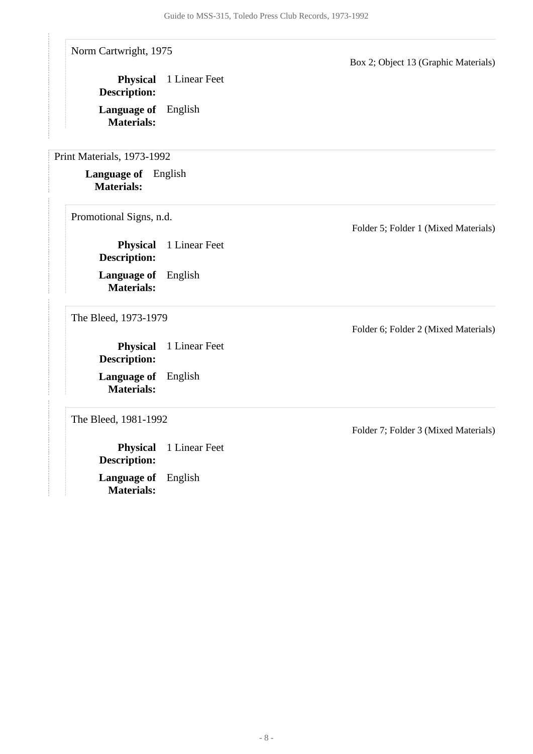Norm Cartwright, 1975

Box 2; Object 13 (Graphic Materials)

**Physical Description:** 1 Linear Feet

**Language of Materials:** English

Print Materials, 1973-1992

**Language of Materials:** English

Promotional Signs, n.d.

Folder 5; Folder 1 (Mixed Materials)

**Physical Description:** 1 Linear Feet

**Language of Materials:** English

The Bleed, 1973-1979

Folder 6; Folder 2 (Mixed Materials)

**Physical Description:** 1 Linear Feet

**Language of Materials:** English

The Bleed, 1981-1992

Folder 7; Folder 3 (Mixed Materials)

**Physical Description:** 1 Linear Feet

**Language of Materials:** English